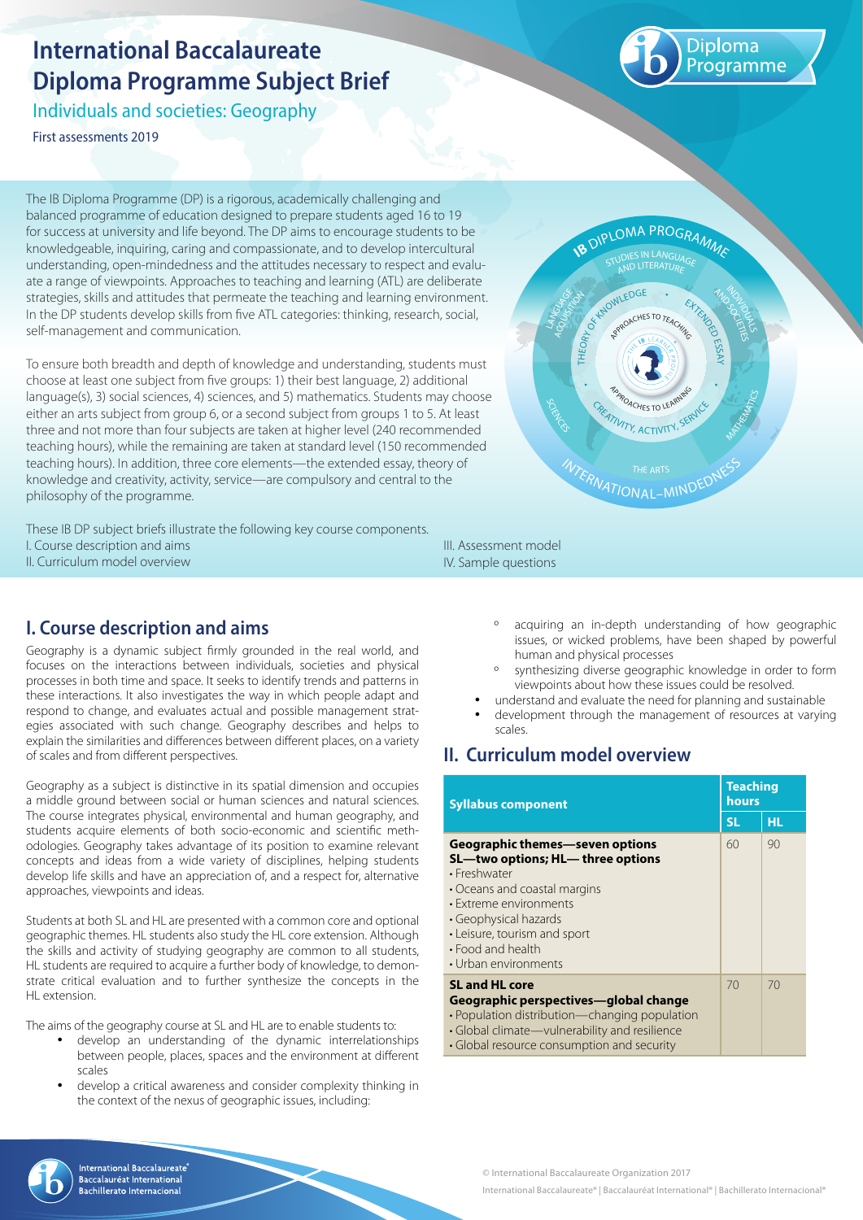# International Baccalaureate Diploma Programme Subject Brief

## Individuals and societies: Geography

First assessments 2019

The IB Diploma Programme (DP) is a rigorous, academically challenging and balanced programme of education designed to prepare students aged 16 to 19 for success at university and life beyond. The DP aims to encourage students to be knowledgeable, inquiring, caring and compassionate, and to develop intercultural understanding, open-mindedness and the attitudes necessary to respect and evaluate a range of viewpoints. Approaches to teaching and learning (ATL) are deliberate strategies, skills and attitudes that permeate the teaching and learning environment. In the DP students develop skills from five ATL categories: thinking, research, social, self-management and communication.

To ensure both breadth and depth of knowledge and understanding, students must choose at least one subject from five groups: 1) their best language, 2) additional language(s), 3) social sciences, 4) sciences, and 5) mathematics. Students may choose either an arts subject from group 6, or a second subject from groups 1 to 5. At least three and not more than four subjects are taken at higher level (240 recommended teaching hours), while the remaining are taken at standard level (150 recommended teaching hours). In addition, three core elements—the extended essay, theory of knowledge and creativity, activity, service—are compulsory and central to the philosophy of the programme.

These IB DP subject briefs illustrate the following key course components.

I. Course description and aims
II. Curriculum model overview
III. Assessment model
IV. Sample questions

## I. Course description and aims

Geography is a dynamic subject firmly grounded in the real world, and focuses on the interactions between individuals, societies and physical processes in both time and space. It seeks to identify trends and patterns in these interactions. It also investigates the way in which people adapt and respond to change, and evaluates actual and possible management strategies associated with such change. Geography describes and helps to explain the similarities and differences between different places, on a variety of scales and from different perspectives.

Geography as a subject is distinctive in its spatial dimension and occupies a middle ground between social or human sciences and natural sciences. The course integrates physical, environmental and human geography, and students acquire elements of both socio-economic and scientific methodologies. Geography takes advantage of its position to examine relevant concepts and ideas from a wide variety of disciplines, helping students develop life skills and have an appreciation of, and a respect for, alternative approaches, viewpoints and ideas.

Students at both SL and HL are presented with a common core and optional geographic themes. HL students also study the HL core extension. Although the skills and activity of studying geography are common to all students, HL students are required to acquire a further body of knowledge, to demonstrate critical evaluation and to further synthesize the concepts in the HL extension.

The aims of the geography course at SL and HL are to enable students to:

- develop an understanding of the dynamic interrelationships between people, places, spaces and the environment at different scales
- develop a critical awareness and consider complexity thinking in the context of the nexus of geographic issues, including:
  - acquiring an in-depth understanding of how geographic issues, or wicked problems, have been shaped by powerful human and physical processes
  - synthesizing diverse geographic knowledge in order to form viewpoints about how these issues could be resolved.
- understand and evaluate the need for planning and sustainable
- development through the management of resources at varying scales.

## II. Curriculum model overview

| Syllabus component | Teaching hours | |
|---|---|---|
| | SL | HL |
| **Geographic themes—seven options**<br>**SL—two options; HL— three options**<br>• Freshwater<br>• Oceans and coastal margins<br>• Extreme environments<br>• Geophysical hazards<br>• Leisure, tourism and sport<br>• Food and health<br>• Urban environments | 60 | 90 |
| **SL and HL core**<br>**Geographic perspectives—global change**<br>• Population distribution—changing population<br>• Global climate—vulnerability and resilience<br>• Global resource consumption and security | 70 | 70 |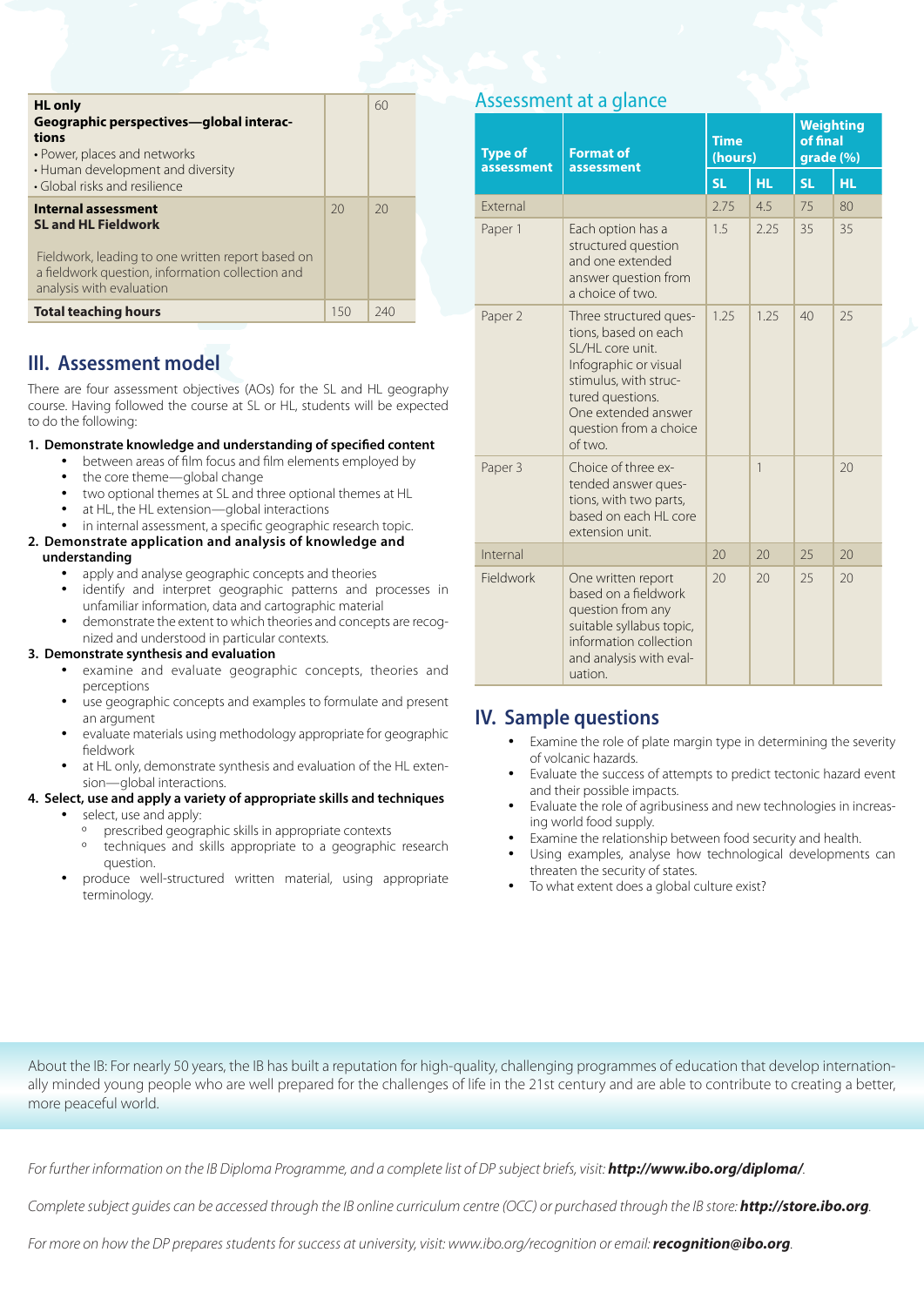| | | |
|---|---|---|
| **HL only**<br>**Geographic perspectives—global interactions**<br>• Power, places and networks<br>• Human development and diversity<br>• Global risks and resilience | | 60 |
| **Internal assessment**<br>**SL and HL Fieldwork**<br><br>Fieldwork, leading to one written report based on a fieldwork question, information collection and analysis with evaluation | 20 | 20 |
| **Total teaching hours** | 150 | 240 |

## III. Assessment model

There are four assessment objectives (AOs) for the SL and HL geography course. Having followed the course at SL or HL, students will be expected to do the following:

1. **Demonstrate knowledge and understanding of specified content**
   - between areas of film focus and film elements employed by
   - the core theme—global change
   - two optional themes at SL and three optional themes at HL
   - at HL, the HL extension—global interactions
   - in internal assessment, a specific geographic research topic.
2. **Demonstrate application and analysis of knowledge and understanding**
   - apply and analyse geographic concepts and theories
   - identify and interpret geographic patterns and processes in unfamiliar information, data and cartographic material
   - demonstrate the extent to which theories and concepts are recognized and understood in particular contexts.
3. **Demonstrate synthesis and evaluation**
   - examine and evaluate geographic concepts, theories and perceptions
   - use geographic concepts and examples to formulate and present an argument
   - evaluate materials using methodology appropriate for geographic fieldwork
   - at HL only, demonstrate synthesis and evaluation of the HL extension—global interactions.
4. **Select, use and apply a variety of appropriate skills and techniques**
   - select, use and apply:
     - prescribed geographic skills in appropriate contexts
     - techniques and skills appropriate to a geographic research question.
   - produce well-structured written material, using appropriate terminology.

## Assessment at a glance

| Type of assessment | Format of assessment | Time (hours) | | Weighting of final grade (%) | |
|---|---|---|---|---|---|
| | | SL | HL | SL | HL |
| External | | 2.75 | 4.5 | 75 | 80 |
| Paper 1 | Each option has a structured question and one extended answer question from a choice of two. | 1.5 | 2.25 | 35 | 35 |
| Paper 2 | Three structured questions, based on each SL/HL core unit. Infographic or visual stimulus, with structured questions. One extended answer question from a choice of two. | 1.25 | 1.25 | 40 | 25 |
| Paper 3 | Choice of three extended answer questions, with two parts, based on each HL core extension unit. | | 1 | | 20 |
| Internal | | 20 | 20 | 25 | 20 |
| Fieldwork | One written report based on a fieldwork question from any suitable syllabus topic, information collection and analysis with evaluation. | 20 | 20 | 25 | 20 |

## IV. Sample questions

- Examine the role of plate margin type in determining the severity of volcanic hazards.
- Evaluate the success of attempts to predict tectonic hazard event and their possible impacts.
- Evaluate the role of agribusiness and new technologies in increasing world food supply.
- Examine the relationship between food security and health.
- Using examples, analyse how technological developments can threaten the security of states.
- To what extent does a global culture exist?

About the IB: For nearly 50 years, the IB has built a reputation for high-quality, challenging programmes of education that develop internationally minded young people who are well prepared for the challenges of life in the 21st century and are able to contribute to creating a better, more peaceful world.

*For further information on the IB Diploma Programme, and a complete list of DP subject briefs, visit:* ***http://www.ibo.org/diploma/***.

*Complete subject guides can be accessed through the IB online curriculum centre (OCC) or purchased through the IB store:* ***http://store.ibo.org***.

*For more on how the DP prepares students for success at university, visit: www.ibo.org/recognition or email:* ***recognition@ibo.org***.